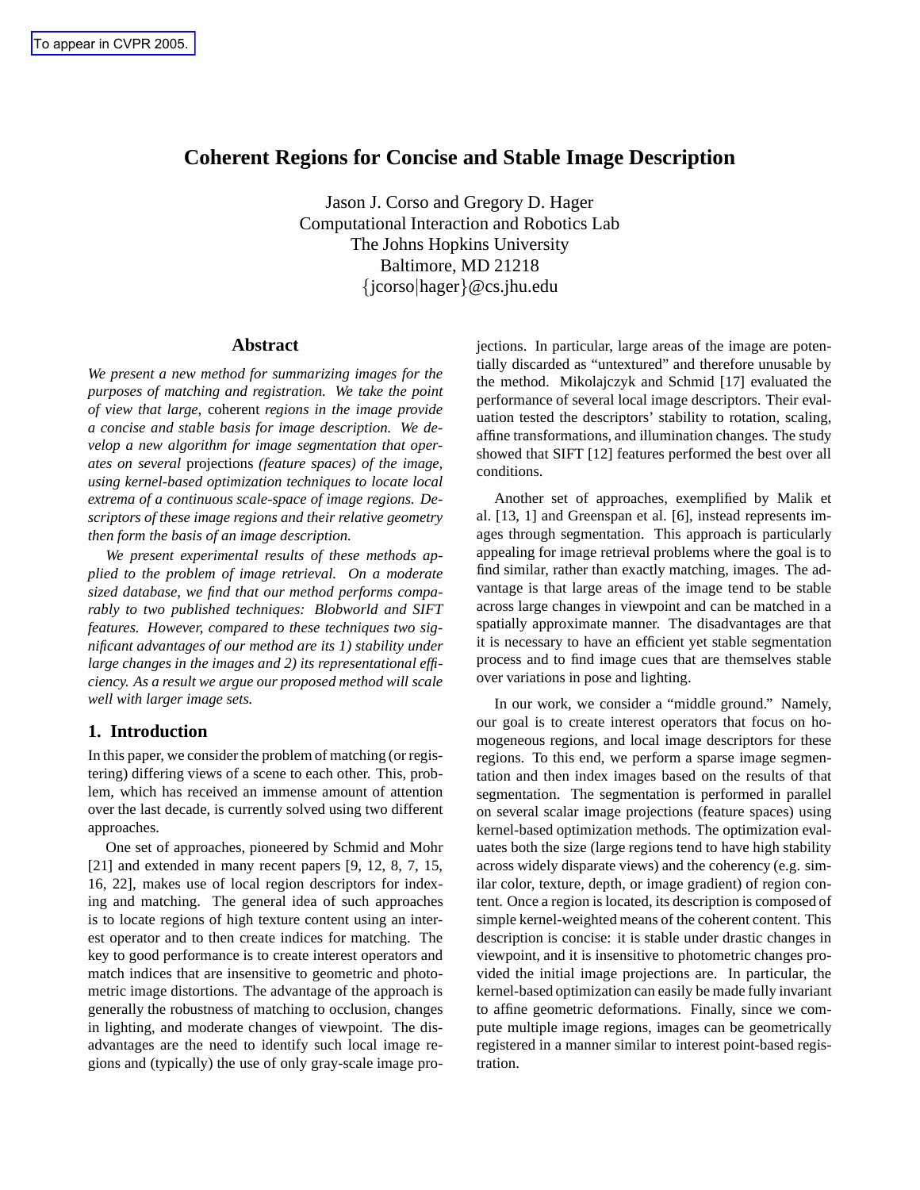To appear in CVPR 2005.

# Coherent Regions for Concise and Stable Image Description

Jason J. Corso and Gregory D. Hager
Computational Interaction and Robotics Lab
The Johns Hopkins University
Baltimore, MD 21218
{jcorso|hager}@cs.jhu.edu

## Abstract

*We present a new method for summarizing images for the purposes of matching and registration. We take the point of view that large,* coherent *regions in the image provide a concise and stable basis for image description. We develop a new algorithm for image segmentation that operates on several* projections *(feature spaces) of the image, using kernel-based optimization techniques to locate local extrema of a continuous scale-space of image regions. Descriptors of these image regions and their relative geometry then form the basis of an image description.*

*We present experimental results of these methods applied to the problem of image retrieval. On a moderate sized database, we find that our method performs comparably to two published techniques: Blobworld and SIFT features. However, compared to these techniques two significant advantages of our method are its 1) stability under large changes in the images and 2) its representational efficiency. As a result we argue our proposed method will scale well with larger image sets.*

## 1. Introduction

In this paper, we consider the problem of matching (or registering) differing views of a scene to each other. This, problem, which has received an immense amount of attention over the last decade, is currently solved using two different approaches.

One set of approaches, pioneered by Schmid and Mohr [21] and extended in many recent papers [9, 12, 8, 7, 15, 16, 22], makes use of local region descriptors for indexing and matching. The general idea of such approaches is to locate regions of high texture content using an interest operator and to then create indices for matching. The key to good performance is to create interest operators and match indices that are insensitive to geometric and photometric image distortions. The advantage of the approach is generally the robustness of matching to occlusion, changes in lighting, and moderate changes of viewpoint. The disadvantages are the need to identify such local image regions and (typically) the use of only gray-scale image projections. In particular, large areas of the image are potentially discarded as "untextured" and therefore unusable by the method. Mikolajczyk and Schmid [17] evaluated the performance of several local image descriptors. Their evaluation tested the descriptors' stability to rotation, scaling, affine transformations, and illumination changes. The study showed that SIFT [12] features performed the best over all conditions.

Another set of approaches, exemplified by Malik et al. [13, 1] and Greenspan et al. [6], instead represents images through segmentation. This approach is particularly appealing for image retrieval problems where the goal is to find similar, rather than exactly matching, images. The advantage is that large areas of the image tend to be stable across large changes in viewpoint and can be matched in a spatially approximate manner. The disadvantages are that it is necessary to have an efficient yet stable segmentation process and to find image cues that are themselves stable over variations in pose and lighting.

In our work, we consider a "middle ground." Namely, our goal is to create interest operators that focus on homogeneous regions, and local image descriptors for these regions. To this end, we perform a sparse image segmentation and then index images based on the results of that segmentation. The segmentation is performed in parallel on several scalar image projections (feature spaces) using kernel-based optimization methods. The optimization evaluates both the size (large regions tend to have high stability across widely disparate views) and the coherency (e.g. similar color, texture, depth, or image gradient) of region content. Once a region is located, its description is composed of simple kernel-weighted means of the coherent content. This description is concise: it is stable under drastic changes in viewpoint, and it is insensitive to photometric changes provided the initial image projections are. In particular, the kernel-based optimization can easily be made fully invariant to affine geometric deformations. Finally, since we compute multiple image regions, images can be geometrically registered in a manner similar to interest point-based registration.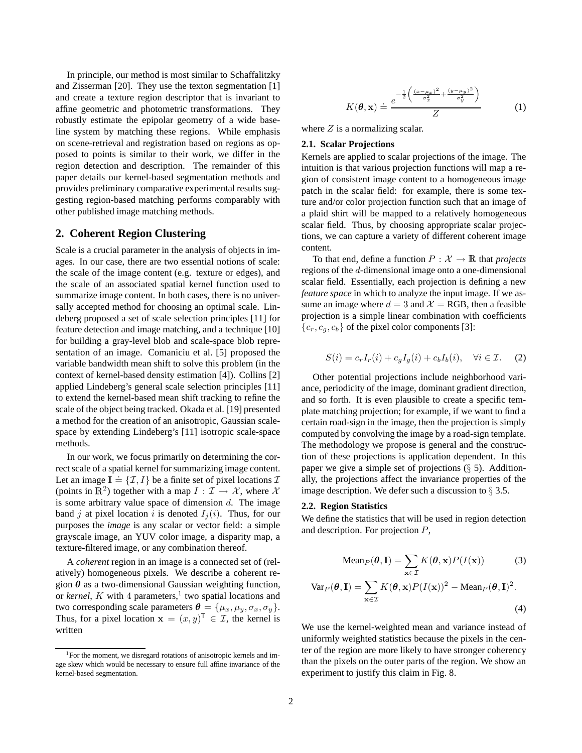In principle, our method is most similar to Schaffalitzky and Zisserman [20]. They use the texton segmentation [1] and create a texture region descriptor that is invariant to affine geometric and photometric transformations. They robustly estimate the epipolar geometry of a wide baseline system by matching these regions. While emphasis on scene-retrieval and registration based on regions as opposed to points is similar to their work, we differ in the region detection and description. The remainder of this paper details our kernel-based segmentation methods and provides preliminary comparative experimental results suggesting region-based matching performs comparably with other published image matching methods.

## 2. Coherent Region Clustering

Scale is a crucial parameter in the analysis of objects in images. In our case, there are two essential notions of scale: the scale of the image content (e.g. texture or edges), and the scale of an associated spatial kernel function used to summarize image content. In both cases, there is no universally accepted method for choosing an optimal scale. Lindeberg proposed a set of scale selection principles [11] for feature detection and image matching, and a technique [10] for building a gray-level blob and scale-space blob representation of an image. Comaniciu et al. [5] proposed the variable bandwidth mean shift to solve this problem (in the context of kernel-based density estimation [4]). Collins [2] applied Lindeberg's general scale selection principles [11] to extend the kernel-based mean shift tracking to refine the scale of the object being tracked. Okada et al. [19] presented a method for the creation of an anisotropic, Gaussian scale-space by extending Lindeberg's [11] isotropic scale-space methods.

In our work, we focus primarily on determining the correct scale of a spatial kernel for summarizing image content. Let an image $\mathbf{I} \doteq \{\mathcal{I}, I\}$ be a finite set of pixel locations $\mathcal{I}$ (points in $\mathbb{R}^2$) together with a map $I : \mathcal{I} \rightarrow \mathcal{X}$, where $\mathcal{X}$ is some arbitrary value space of dimension $d$. The image band $j$ at pixel location $i$ is denoted $I_j(i)$. Thus, for our purposes the *image* is any scalar or vector field: a simple grayscale image, an YUV color image, a disparity map, a texture-filtered image, or any combination thereof.

A *coherent* region in an image is a connected set of (relatively) homogeneous pixels. We describe a coherent region $\boldsymbol{\theta}$ as a two-dimensional Gaussian weighting function, or *kernel*, $K$ with 4 parameters,[1] two spatial locations and two corresponding scale parameters $\boldsymbol{\theta} = \{\mu_x, \mu_y, \sigma_x, \sigma_y\}$. Thus, for a pixel location $\mathbf{x} = (x, y)^\mathsf{T} \in \mathcal{I}$, the kernel is written

$$K(\boldsymbol{\theta}, \mathbf{x}) \doteq \frac{e^{-\frac{1}{2}\left(\frac{(x-\mu_x)^2}{\sigma_x^2} + \frac{(y-\mu_y)^2}{\sigma_y^2}\right)}}{Z} \tag{1}$$

where $Z$ is a normalizing scalar.

### 2.1. Scalar Projections

Kernels are applied to scalar projections of the image. The intuition is that various projection functions will map a region of consistent image content to a homogeneous image patch in the scalar field: for example, there is some texture and/or color projection function such that an image of a plaid shirt will be mapped to a relatively homogeneous scalar field. Thus, by choosing appropriate scalar projections, we can capture a variety of different coherent image content.

To that end, define a function $P : \mathcal{X} \rightarrow \mathbb{R}$ that *projects* regions of the $d$-dimensional image onto a one-dimensional scalar field. Essentially, each projection is defining a new *feature space* in which to analyze the input image. If we assume an image where $d = 3$ and $\mathcal{X} = \text{RGB}$, then a feasible projection is a simple linear combination with coefficients $\{c_r, c_g, c_b\}$ of the pixel color components [3]:

$$S(i) = c_r I_r(i) + c_g I_g(i) + c_b I_b(i), \quad \forall i \in \mathcal{I}. \tag{2}$$

Other potential projections include neighborhood variance, periodicity of the image, dominant gradient direction, and so forth. It is even plausible to create a specific template matching projection; for example, if we want to find a certain road-sign in the image, then the projection is simply computed by convolving the image by a road-sign template. The methodology we propose is general and the construction of these projections is application dependent. In this paper we give a simple set of projections (§ 5). Additionally, the projections affect the invariance properties of the image description. We defer such a discussion to § 3.5.

### 2.2. Region Statistics

We define the statistics that will be used in region detection and description. For projection $P$,

$$\text{Mean}_P(\boldsymbol{\theta}, \mathbf{I}) = \sum_{\mathbf{x} \in \mathcal{I}} K(\boldsymbol{\theta}, \mathbf{x}) P(I(\mathbf{x})) \tag{3}$$

$$\text{Var}_P(\boldsymbol{\theta}, \mathbf{I}) = \sum_{\mathbf{x} \in \mathcal{I}} K(\boldsymbol{\theta}, \mathbf{x}) P(I(\mathbf{x}))^2 - \text{Mean}_P(\boldsymbol{\theta}, \mathbf{I})^2. \tag{4}$$

We use the kernel-weighted mean and variance instead of uniformly weighted statistics because the pixels in the center of the region are more likely to have stronger coherency than the pixels on the outer parts of the region. We show an experiment to justify this claim in Fig. 8.

[1] For the moment, we disregard rotations of anisotropic kernels and image skew which would be necessary to ensure full affine invariance of the kernel-based segmentation.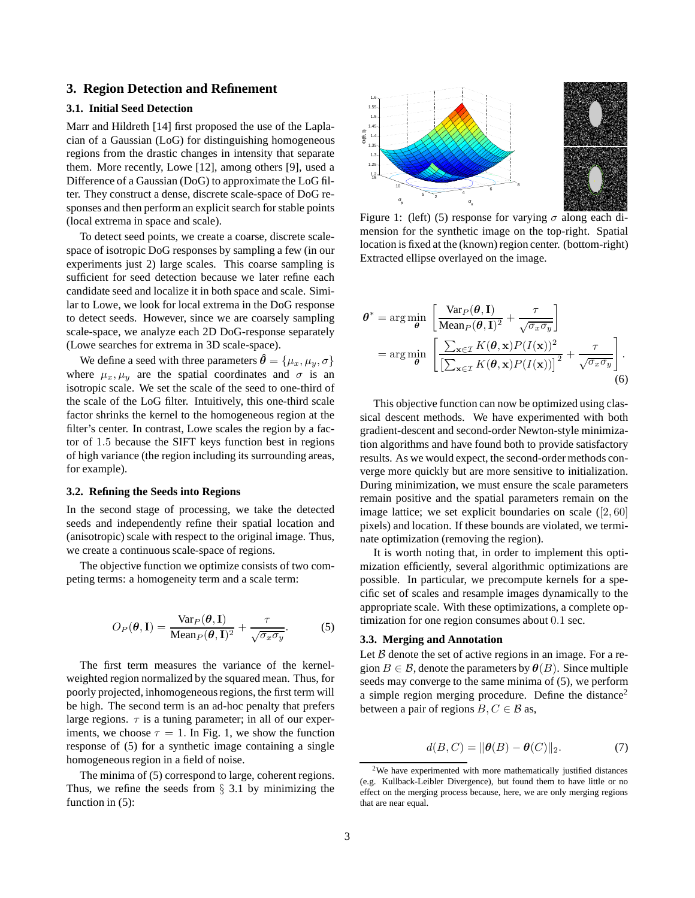## 3. Region Detection and Refinement

### 3.1. Initial Seed Detection

Marr and Hildreth [14] first proposed the use of the Laplacian of a Gaussian (LoG) for distinguishing homogeneous regions from the drastic changes in intensity that separate them. More recently, Lowe [12], among others [9], used a Difference of a Gaussian (DoG) to approximate the LoG filter. They construct a dense, discrete scale-space of DoG responses and then perform an explicit search for stable points (local extrema in space and scale).

To detect seed points, we create a coarse, discrete scale-space of isotropic DoG responses by sampling a few (in our experiments just 2) large scales. This coarse sampling is sufficient for seed detection because we later refine each candidate seed and localize it in both space and scale. Similar to Lowe, we look for local extrema in the DoG response to detect seeds. However, since we are coarsely sampling scale-space, we analyze each 2D DoG-response separately (Lowe searches for extrema in 3D scale-space).

We define a seed with three parameters $\hat{\boldsymbol{\theta}} = \{\mu_x, \mu_y, \sigma\}$ where $\mu_x, \mu_y$ are the spatial coordinates and $\sigma$ is an isotropic scale. We set the scale of the seed to one-third of the scale of the LoG filter. Intuitively, this one-third scale factor shrinks the kernel to the homogeneous region at the filter's center. In contrast, Lowe scales the region by a factor of $1.5$ because the SIFT keys function best in regions of high variance (the region including its surrounding areas, for example).

### 3.2. Refining the Seeds into Regions

In the second stage of processing, we take the detected seeds and independently refine their spatial location and (anisotropic) scale with respect to the original image. Thus, we create a continuous scale-space of regions.

The objective function we optimize consists of two competing terms: a homogeneity term and a scale term:

$$O_P(\boldsymbol{\theta}, \mathbf{I}) = \frac{\mathrm{Var}_P(\boldsymbol{\theta}, \mathbf{I})}{\mathrm{Mean}_P(\boldsymbol{\theta}, \mathbf{I})^2} + \frac{\tau}{\sqrt{\sigma_x \sigma_y}}. \tag{5}$$

The first term measures the variance of the kernel-weighted region normalized by the squared mean. Thus, for poorly projected, inhomogeneous regions, the first term will be high. The second term is an ad-hoc penalty that prefers large regions. $\tau$ is a tuning parameter; in all of our experiments, we choose $\tau = 1$. In Fig. 1, we show the function response of (5) for a synthetic image containing a single homogeneous region in a field of noise.

The minima of (5) correspond to large, coherent regions. Thus, we refine the seeds from § 3.1 by minimizing the function in (5):

Figure 1: (left) (5) response for varying $\sigma$ along each dimension for the synthetic image on the top-right. Spatial location is fixed at the (known) region center. (bottom-right) Extracted ellipse overlayed on the image.

$$\begin{aligned}
\boldsymbol{\theta}^* &= \arg\min_{\boldsymbol{\theta}} \left[ \frac{\mathrm{Var}_P(\boldsymbol{\theta}, \mathbf{I})}{\mathrm{Mean}_P(\boldsymbol{\theta}, \mathbf{I})^2} + \frac{\tau}{\sqrt{\sigma_x \sigma_y}} \right] \\
&= \arg\min_{\boldsymbol{\theta}} \left[ \frac{\sum_{\mathbf{x} \in \mathcal{I}} K(\boldsymbol{\theta}, \mathbf{x}) P(I(\mathbf{x}))^2}{\left[\sum_{\mathbf{x} \in \mathcal{I}} K(\boldsymbol{\theta}, \mathbf{x}) P(I(\mathbf{x}))\right]^2} + \frac{\tau}{\sqrt{\sigma_x \sigma_y}} \right].
\end{aligned} \tag{6}$$

This objective function can now be optimized using classical descent methods. We have experimented with both gradient-descent and second-order Newton-style minimization algorithms and have found both to provide satisfactory results. As we would expect, the second-order methods converge more quickly but are more sensitive to initialization. During minimization, we must ensure the scale parameters remain positive and the spatial parameters remain on the image lattice; we set explicit boundaries on scale ($[2, 60]$ pixels) and location. If these bounds are violated, we terminate optimization (removing the region).

It is worth noting that, in order to implement this optimization efficiently, several algorithmic optimizations are possible. In particular, we precompute kernels for a specific set of scales and resample images dynamically to the appropriate scale. With these optimizations, a complete optimization for one region consumes about $0.1$ sec.

### 3.3. Merging and Annotation

Let $\mathcal{B}$ denote the set of active regions in an image. For a region $B \in \mathcal{B}$, denote the parameters by $\boldsymbol{\theta}(B)$. Since multiple seeds may converge to the same minima of (5), we perform a simple region merging procedure. Define the distance[2] between a pair of regions $B, C \in \mathcal{B}$ as,

$$d(B, C) = \|\boldsymbol{\theta}(B) - \boldsymbol{\theta}(C)\|_2. \tag{7}$$

[2] We have experimented with more mathematically justified distances (e.g. Kullback-Leibler Divergence), but found them to have little or no effect on the merging process because, here, we are only merging regions that are near equal.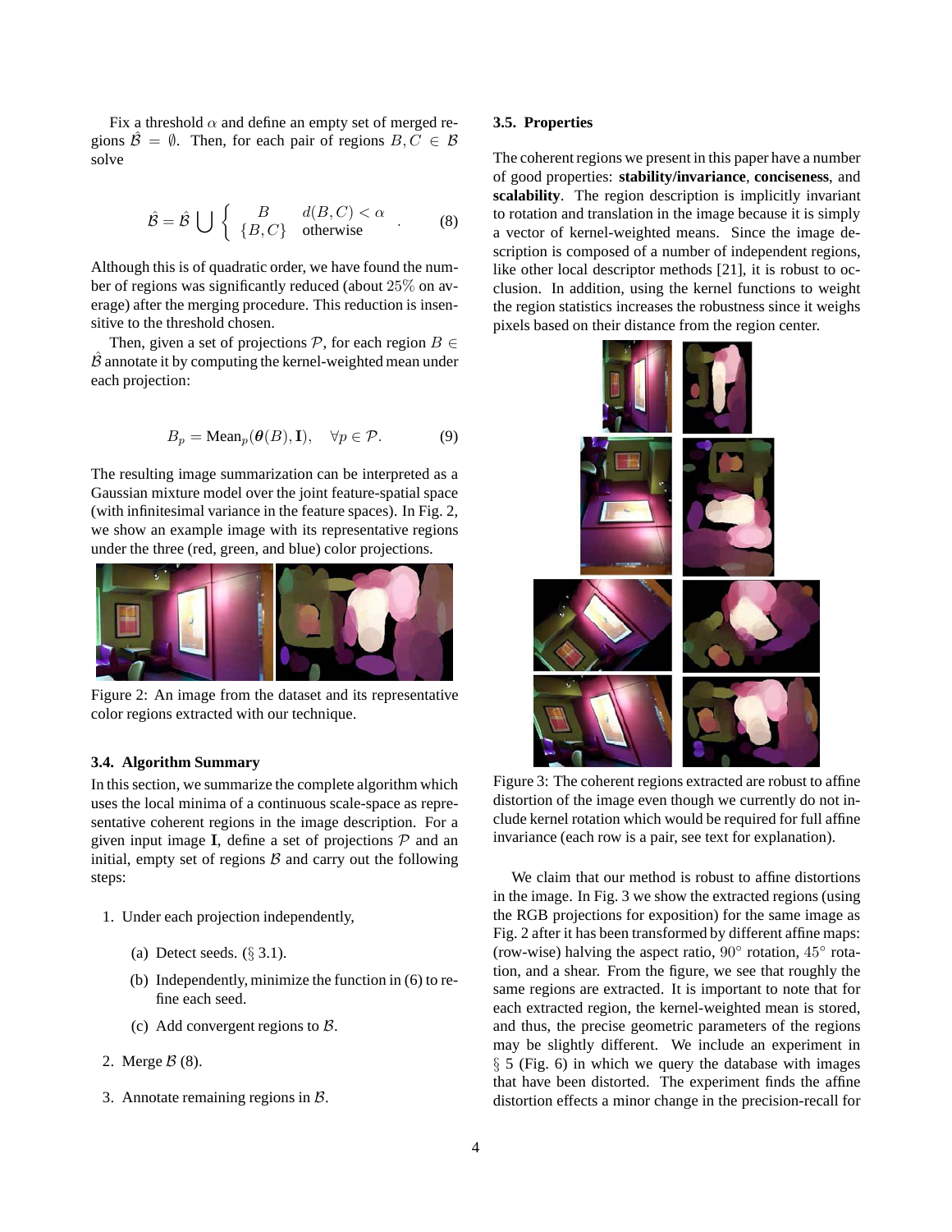Fix a threshold $\alpha$ and define an empty set of merged regions $\hat{\mathcal{B}} = \emptyset$. Then, for each pair of regions $B, C \in \mathcal{B}$ solve

$$\hat{\mathcal{B}} = \hat{\mathcal{B}} \bigcup \left\{ \begin{array}{ll} B & d(B,C) < \alpha \\ \{B,C\} & \text{otherwise} \end{array} \right. . \tag{8}$$

Although this is of quadratic order, we have found the number of regions was significantly reduced (about 25% on average) after the merging procedure. This reduction is insensitive to the threshold chosen.

Then, given a set of projections $\mathcal{P}$, for each region $B \in \hat{\mathcal{B}}$ annotate it by computing the kernel-weighted mean under each projection:

$$B_p = \text{Mean}_p(\boldsymbol{\theta}(B), \mathbf{I}), \quad \forall p \in \mathcal{P}. \tag{9}$$

The resulting image summarization can be interpreted as a Gaussian mixture model over the joint feature-spatial space (with infinitesimal variance in the feature spaces). In Fig. 2, we show an example image with its representative regions under the three (red, green, and blue) color projections.

Figure 2: An image from the dataset and its representative color regions extracted with our technique.

### 3.4. Algorithm Summary

In this section, we summarize the complete algorithm which uses the local minima of a continuous scale-space as representative coherent regions in the image description. For a given input image $\mathbf{I}$, define a set of projections $\mathcal{P}$ and an initial, empty set of regions $\mathcal{B}$ and carry out the following steps:

1. Under each projection independently,
   (a) Detect seeds. (§ 3.1).
   (b) Independently, minimize the function in (6) to refine each seed.
   (c) Add convergent regions to $\mathcal{B}$.
2. Merge $\mathcal{B}$ (8).
3. Annotate remaining regions in $\mathcal{B}$.

### 3.5. Properties

The coherent regions we present in this paper have a number of good properties: **stability/invariance**, **conciseness**, and **scalability**. The region description is implicitly invariant to rotation and translation in the image because it is simply a vector of kernel-weighted means. Since the image description is composed of a number of independent regions, like other local descriptor methods [21], it is robust to occlusion. In addition, using the kernel functions to weight the region statistics increases the robustness since it weighs pixels based on their distance from the region center.

Figure 3: The coherent regions extracted are robust to affine distortion of the image even though we currently do not include kernel rotation which would be required for full affine invariance (each row is a pair, see text for explanation).

We claim that our method is robust to affine distortions in the image. In Fig. 3 we show the extracted regions (using the RGB projections for exposition) for the same image as Fig. 2 after it has been transformed by different affine maps: (row-wise) halving the aspect ratio, $90^\circ$ rotation, $45^\circ$ rotation, and a shear. From the figure, we see that roughly the same regions are extracted. It is important to note that for each extracted region, the kernel-weighted mean is stored, and thus, the precise geometric parameters of the regions may be slightly different. We include an experiment in § 5 (Fig. 6) in which we query the database with images that have been distorted. The experiment finds the affine distortion effects a minor change in the precision-recall for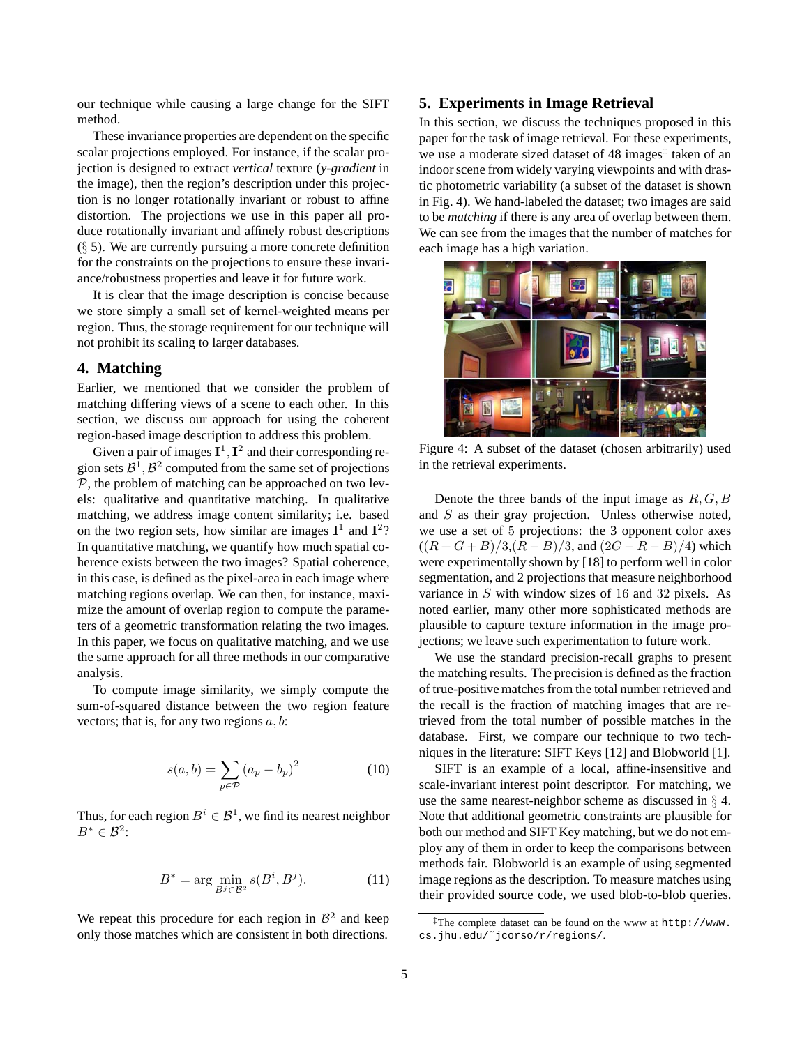our technique while causing a large change for the SIFT method.

These invariance properties are dependent on the specific scalar projections employed. For instance, if the scalar projection is designed to extract *vertical* texture (*y-gradient* in the image), then the region's description under this projection is no longer rotationally invariant or robust to affine distortion. The projections we use in this paper all produce rotationally invariant and affinely robust descriptions (§ 5). We are currently pursuing a more concrete definition for the constraints on the projections to ensure these invariance/robustness properties and leave it for future work.

It is clear that the image description is concise because we store simply a small set of kernel-weighted means per region. Thus, the storage requirement for our technique will not prohibit its scaling to larger databases.

## 4. Matching

Earlier, we mentioned that we consider the problem of matching differing views of a scene to each other. In this section, we discuss our approach for using the coherent region-based image description to address this problem.

Given a pair of images $\mathbf{I}^1, \mathbf{I}^2$ and their corresponding region sets $\mathcal{B}^1, \mathcal{B}^2$ computed from the same set of projections $\mathcal{P}$, the problem of matching can be approached on two levels: qualitative and quantitative matching. In qualitative matching, we address image content similarity; i.e. based on the two region sets, how similar are images $\mathbf{I}^1$ and $\mathbf{I}^2$? In quantitative matching, we quantify how much spatial coherence exists between the two images? Spatial coherence, in this case, is defined as the pixel-area in each image where matching regions overlap. We can then, for instance, maximize the amount of overlap region to compute the parameters of a geometric transformation relating the two images. In this paper, we focus on qualitative matching, and we use the same approach for all three methods in our comparative analysis.

To compute image similarity, we simply compute the sum-of-squared distance between the two region feature vectors; that is, for any two regions $a, b$:

$$s(a, b) = \sum_{p \in \mathcal{P}} (a_p - b_p)^2 \tag{10}$$

Thus, for each region $B^i \in \mathcal{B}^1$, we find its nearest neighbor $B^* \in \mathcal{B}^2$:

$$B^* = \arg \min_{B^j \in \mathcal{B}^2} s(B^i, B^j). \tag{11}$$

We repeat this procedure for each region in $\mathcal{B}^2$ and keep only those matches which are consistent in both directions.

## 5. Experiments in Image Retrieval

In this section, we discuss the techniques proposed in this paper for the task of image retrieval. For these experiments, we use a moderate sized dataset of 48 images[‡] taken of an indoor scene from widely varying viewpoints and with drastic photometric variability (a subset of the dataset is shown in Fig. 4). We hand-labeled the dataset; two images are said to be *matching* if there is any area of overlap between them. We can see from the images that the number of matches for each image has a high variation.

Figure 4: A subset of the dataset (chosen arbitrarily) used in the retrieval experiments.

Denote the three bands of the input image as $R, G, B$ and $S$ as their gray projection. Unless otherwise noted, we use a set of 5 projections: the 3 opponent color axes ($(R+G+B)/3$, $(R-B)/3$, and $(2G-R-B)/4$) which were experimentally shown by [18] to perform well in color segmentation, and 2 projections that measure neighborhood variance in $S$ with window sizes of 16 and 32 pixels. As noted earlier, many other more sophisticated methods are plausible to capture texture information in the image projections; we leave such experimentation to future work.

We use the standard precision-recall graphs to present the matching results. The precision is defined as the fraction of true-positive matches from the total number retrieved and the recall is the fraction of matching images that are retrieved from the total number of possible matches in the database. First, we compare our technique to two techniques in the literature: SIFT Keys [12] and Blobworld [1].

SIFT is an example of a local, affine-insensitive and scale-invariant interest point descriptor. For matching, we use the same nearest-neighbor scheme as discussed in § 4. Note that additional geometric constraints are plausible for both our method and SIFT Key matching, but we do not employ any of them in order to keep the comparisons between methods fair. Blobworld is an example of using segmented image regions as the description. To measure matches using their provided source code, we used blob-to-blob queries.

[‡]The complete dataset can be found on the www at http://www.cs.jhu.edu/~jcorso/r/regions/.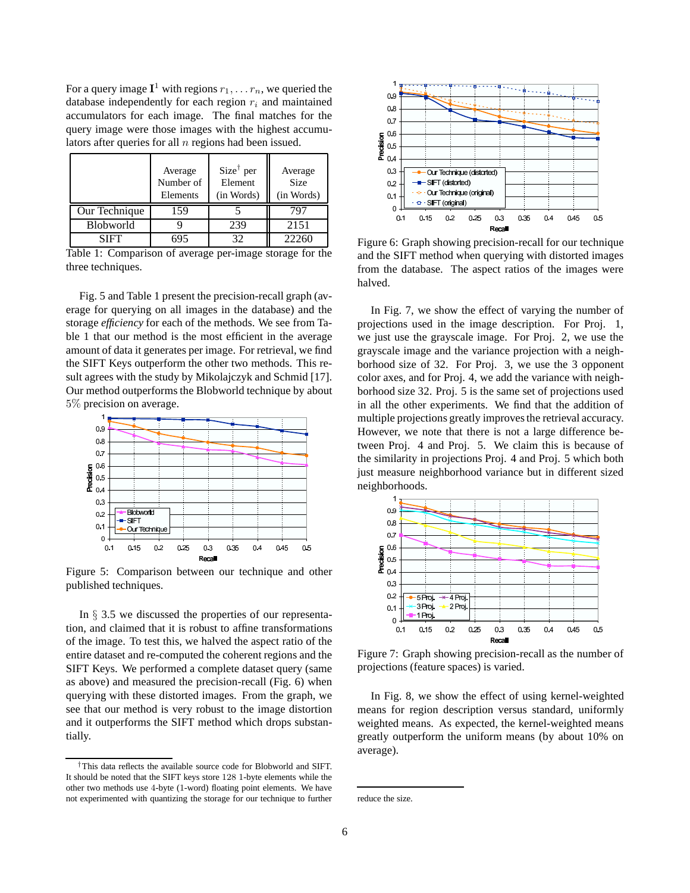For a query image $\mathbf{I}^1$ with regions $r_1, \ldots r_n$, we queried the database independently for each region $r_i$ and maintained accumulators for each image. The final matches for the query image were those images with the highest accumulators after queries for all $n$ regions had been issued.

| | Average Number of Elements | Size[†] per Element (in Words) | Average Size (in Words) |
|---|---|---|---|
| Our Technique | 159 | 5 | 797 |
| Blobworld | 9 | 239 | 2151 |
| SIFT | 695 | 32 | 22260 |

Table 1: Comparison of average per-image storage for the three techniques.

Fig. 5 and Table 1 present the precision-recall graph (average for querying on all images in the database) and the storage *efficiency* for each of the methods. We see from Table 1 that our method is the most efficient in the average amount of data it generates per image. For retrieval, we find the SIFT Keys outperform the other two methods. This result agrees with the study by Mikolajczyk and Schmid [17]. Our method outperforms the Blobworld technique by about 5% precision on average.

Figure 5: Comparison between our technique and other published techniques.

In § 3.5 we discussed the properties of our representation, and claimed that it is robust to affine transformations of the image. To test this, we halved the aspect ratio of the entire dataset and re-computed the coherent regions and the SIFT Keys. We performed a complete dataset query (same as above) and measured the precision-recall (Fig. 6) when querying with these distorted images. From the graph, we see that our method is very robust to the image distortion and it outperforms the SIFT method which drops substantially.

Figure 6: Graph showing precision-recall for our technique and the SIFT method when querying with distorted images from the database. The aspect ratios of the images were halved.

In Fig. 7, we show the effect of varying the number of projections used in the image description. For Proj. 1, we just use the grayscale image. For Proj. 2, we use the grayscale image and the variance projection with a neighborhood size of 32. For Proj. 3, we use the 3 opponent color axes, and for Proj. 4, we add the variance with neighborhood size 32. Proj. 5 is the same set of projections used in all the other experiments. We find that the addition of multiple projections greatly improves the retrieval accuracy. However, we note that there is not a large difference between Proj. 4 and Proj. 5. We claim this is because of the similarity in projections Proj. 4 and Proj. 5 which both just measure neighborhood variance but in different sized neighborhoods.

Figure 7: Graph showing precision-recall as the number of projections (feature spaces) is varied.

In Fig. 8, we show the effect of using kernel-weighted means for region description versus standard, uniformly weighted means. As expected, the kernel-weighted means greatly outperform the uniform means (by about 10% on average).

[†]This data reflects the available source code for Blobworld and SIFT. It should be noted that the SIFT keys store 128 1-byte elements while the other two methods use 4-byte (1-word) floating point elements. We have not experimented with quantizing the storage for our technique to further reduce the size.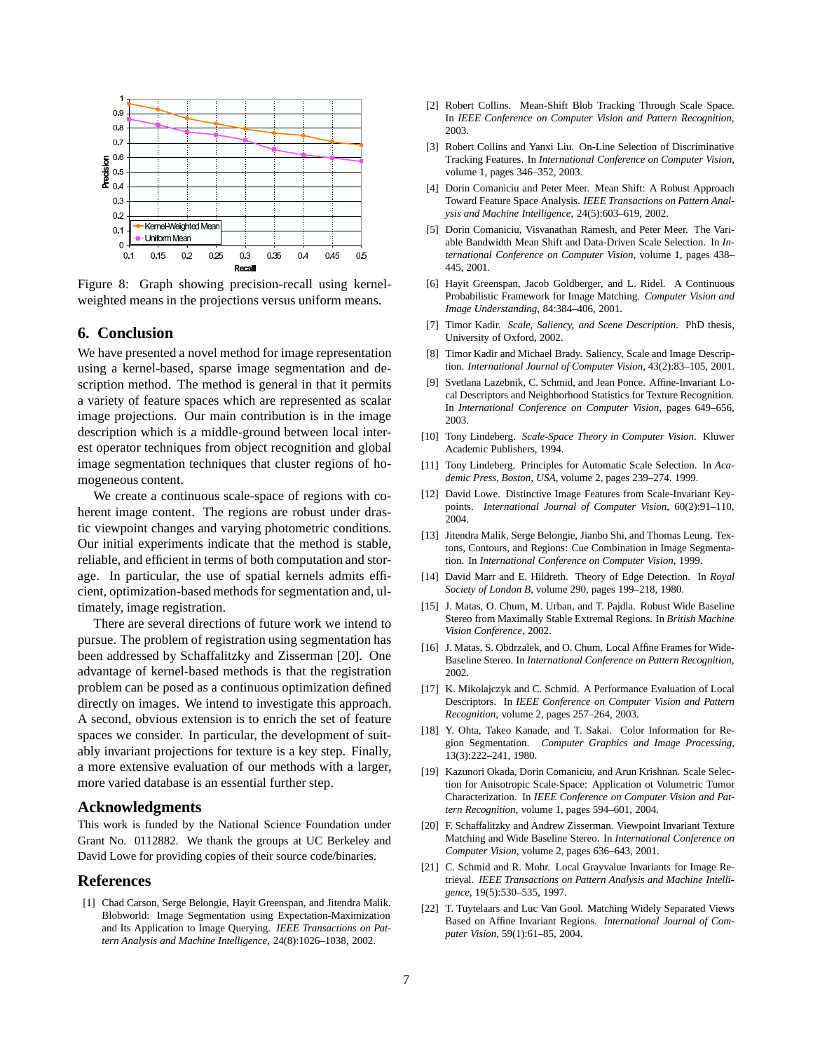1
0.9
0.8
0.7
0.6
0.5
0.4
0.3
0.2
0.1
0

Precision

0.1 0.15 0.2 0.25 0.3 0.35 0.4 0.45 0.5

Recall

Kernel-Weighted Mean
Uniform Mean

Figure 8: Graph showing precision-recall using kernel-weighted means in the projections versus uniform means.

## 6. Conclusion

We have presented a novel method for image representation using a kernel-based, sparse image segmentation and description method. The method is general in that it permits a variety of feature spaces which are represented as scalar image projections. Our main contribution is in the image description which is a middle-ground between local interest operator techniques from object recognition and global image segmentation techniques that cluster regions of homogeneous content.

We create a continuous scale-space of regions with coherent image content. The regions are robust under drastic viewpoint changes and varying photometric conditions. Our initial experiments indicate that the method is stable, reliable, and efficient in terms of both computation and storage. In particular, the use of spatial kernels admits efficient, optimization-based methods for segmentation and, ultimately, image registration.

There are several directions of future work we intend to pursue. The problem of registration using segmentation has been addressed by Schaffalitzky and Zisserman [20]. One advantage of kernel-based methods is that the registration problem can be posed as a continuous optimization defined directly on images. We intend to investigate this approach. A second, obvious extension is to enrich the set of feature spaces we consider. In particular, the development of suitably invariant projections for texture is a key step. Finally, a more extensive evaluation of our methods with a larger, more varied database is an essential further step.

## Acknowledgments

This work is funded by the National Science Foundation under Grant No. 0112882. We thank the groups at UC Berkeley and David Lowe for providing copies of their source code/binaries.

## References

[1] Chad Carson, Serge Belongie, Hayit Greenspan, and Jitendra Malik. Blobworld: Image Segmentation using Expectation-Maximization and Its Application to Image Querying. *IEEE Transactions on Pattern Analysis and Machine Intelligence*, 24(8):1026–1038, 2002.

[2] Robert Collins. Mean-Shift Blob Tracking Through Scale Space. In *IEEE Conference on Computer Vision and Pattern Recognition*, 2003.

[3] Robert Collins and Yanxi Liu. On-Line Selection of Discriminative Tracking Features. In *International Conference on Computer Vision*, volume 1, pages 346–352, 2003.

[4] Dorin Comaniciu and Peter Meer. Mean Shift: A Robust Approach Toward Feature Space Analysis. *IEEE Transactions on Pattern Analysis and Machine Intelligence*, 24(5):603–619, 2002.

[5] Dorin Comaniciu, Visvanathan Ramesh, and Peter Meer. The Variable Bandwidth Mean Shift and Data-Driven Scale Selection. In *International Conference on Computer Vision*, volume 1, pages 438–445, 2001.

[6] Hayit Greenspan, Jacob Goldberger, and L. Ridel. A Continuous Probabilistic Framework for Image Matching. *Computer Vision and Image Understanding*, 84:384–406, 2001.

[7] Timor Kadir. *Scale, Saliency, and Scene Description*. PhD thesis, University of Oxford, 2002.

[8] Timor Kadir and Michael Brady. Saliency, Scale and Image Description. *International Journal of Computer Vision*, 43(2):83–105, 2001.

[9] Svetlana Lazebnik, C. Schmid, and Jean Ponce. Affine-Invariant Local Descriptors and Neighborhood Statistics for Texture Recognition. In *International Conference on Computer Vision*, pages 649–656, 2003.

[10] Tony Lindeberg. *Scale-Space Theory in Computer Vision*. Kluwer Academic Publishers, 1994.

[11] Tony Lindeberg. Principles for Automatic Scale Selection. In *Academic Press, Boston, USA*, volume 2, pages 239–274. 1999.

[12] David Lowe. Distinctive Image Features from Scale-Invariant Keypoints. *International Journal of Computer Vision*, 60(2):91–110, 2004.

[13] Jitendra Malik, Serge Belongie, Jianbo Shi, and Thomas Leung. Textons, Contours, and Regions: Cue Combination in Image Segmentation. In *International Conference on Computer Vision*, 1999.

[14] David Marr and E. Hildreth. Theory of Edge Detection. In *Royal Society of London B*, volume 290, pages 199–218, 1980.

[15] J. Matas, O. Chum, M. Urban, and T. Pajdla. Robust Wide Baseline Stereo from Maximally Stable Extremal Regions. In *British Machine Vision Conference*, 2002.

[16] J. Matas, S. Obdrzalek, and O. Chum. Local Affine Frames for Wide-Baseline Stereo. In *International Conference on Pattern Recognition*, 2002.

[17] K. Mikolajczyk and C. Schmid. A Performance Evaluation of Local Descriptors. In *IEEE Conference on Computer Vision and Pattern Recognition*, volume 2, pages 257–264, 2003.

[18] Y. Ohta, Takeo Kanade, and T. Sakai. Color Information for Region Segmentation. *Computer Graphics and Image Processing*, 13(3):222–241, 1980.

[19] Kazunori Okada, Dorin Comaniciu, and Arun Krishnan. Scale Selection for Anisotropic Scale-Space: Application ot Volumetric Tumor Characterization. In *IEEE Conference on Computer Vision and Pattern Recognition*, volume 1, pages 594–601, 2004.

[20] F. Schaffalitzky and Andrew Zisserman. Viewpoint Invariant Texture Matching and Wide Baseline Stereo. In *International Conference on Computer Vision*, volume 2, pages 636–643, 2001.

[21] C. Schmid and R. Mohr. Local Grayvalue Invariants for Image Retrieval. *IEEE Transactions on Pattern Analysis and Machine Intelligence*, 19(5):530–535, 1997.

[22] T. Tuytelaars and Luc Van Gool. Matching Widely Separated Views Based on Affine Invariant Regions. *International Journal of Computer Vision*, 59(1):61–85, 2004.